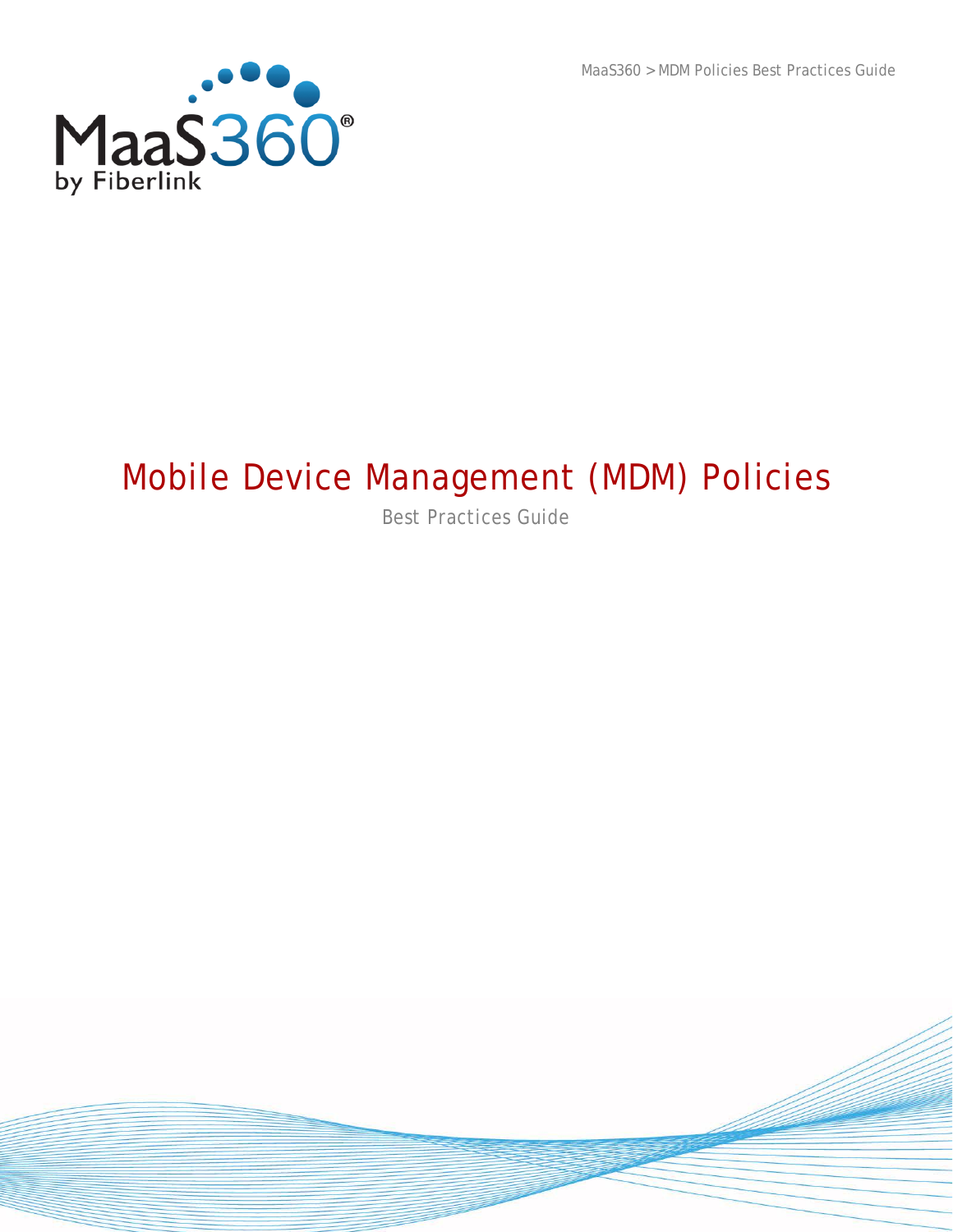# Mobile Device Management (MDM) Policies

Best Practices Guide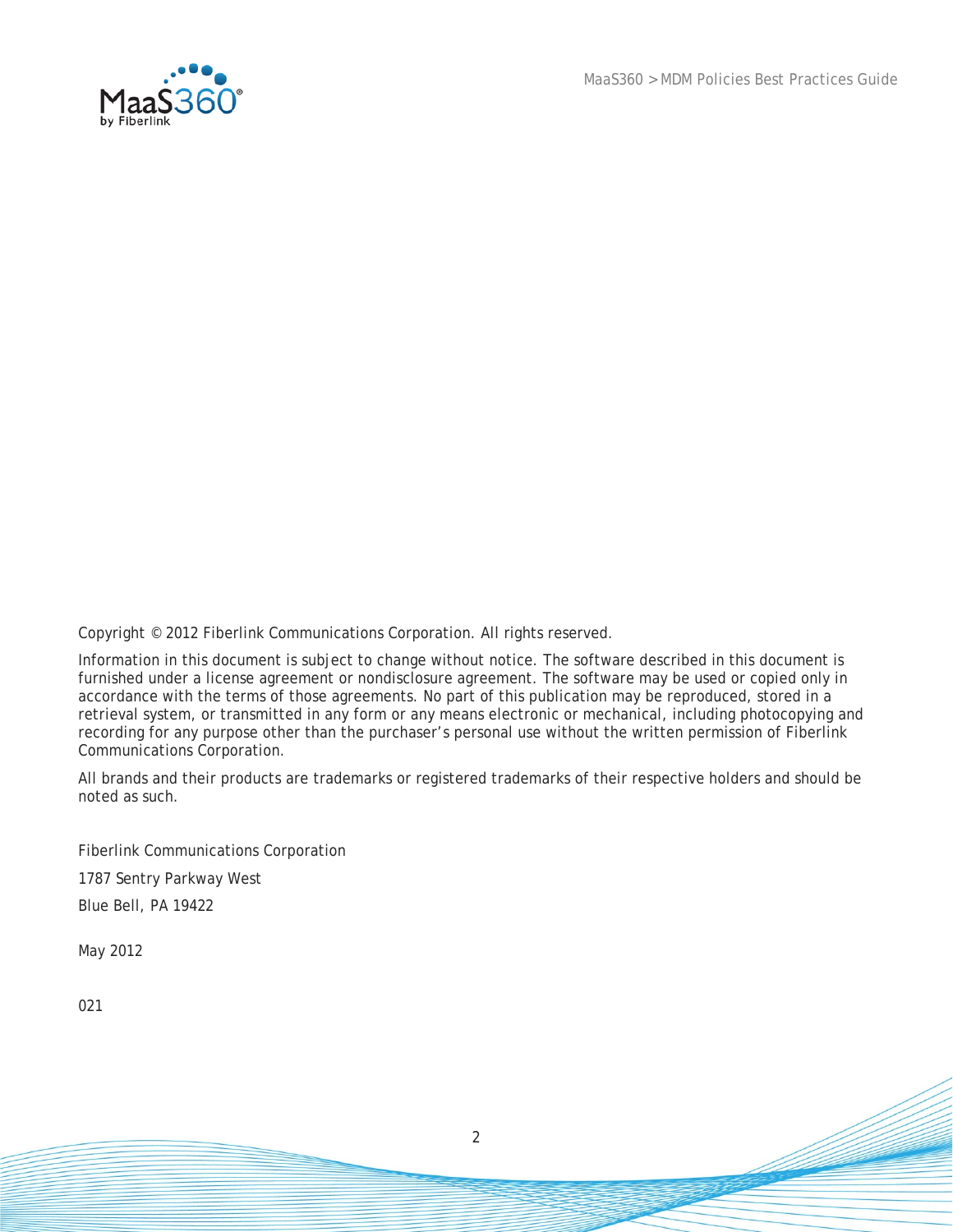Copyright © 2012 Fiberlink Communications Corporation. All rights reserved.

Information in this document is subject to change without notice. The software described in this document is furnished under a license agreement or nondisclosure agreement. The software may be used or copied only in accordance with the terms of those agreements. No part of this publication may be reproduced, stored in a retrieval system, or transmitted in any form or any means electronic or mechanical, including photocopying and recording for any purpose other than the purchaser's personal use without the written permission of Fiberlink Communications Corporation.

All brands and their products are trademarks or registered trademarks of their respective holders and should be noted as such.

Fiberlink Communications Corporation

1787 Sentry Parkway West

Blue Bell, PA 19422

May 2012

021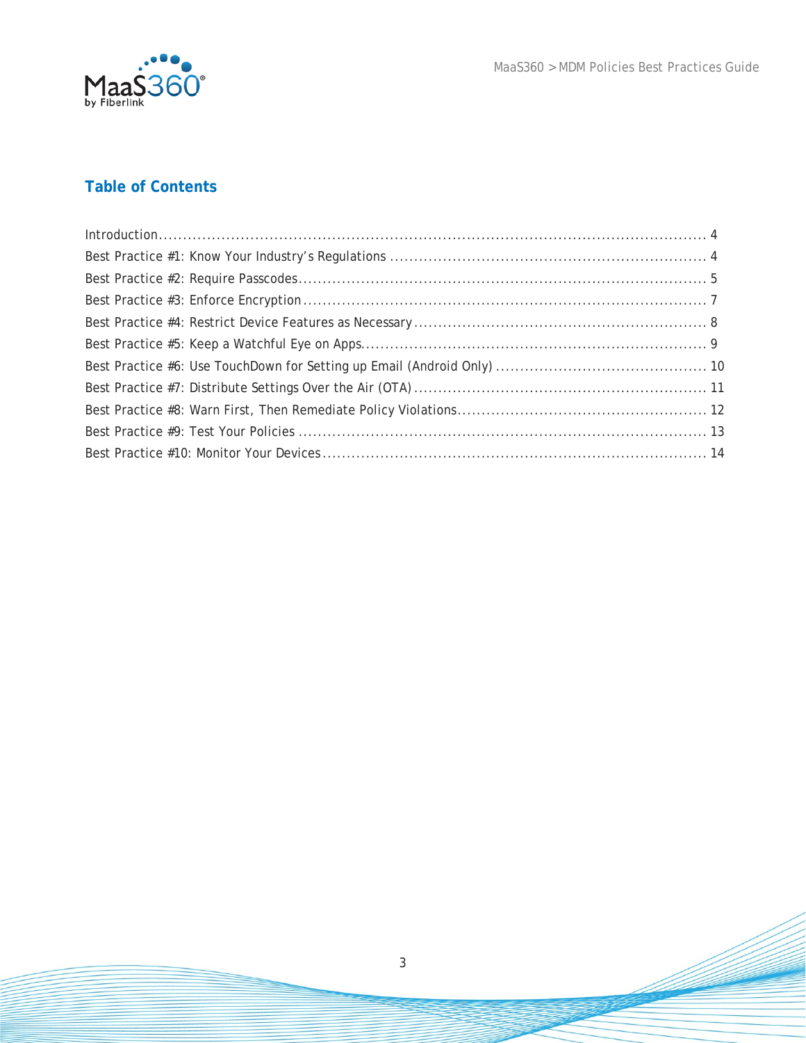## Table of Contents

Introduction ........................................................................................................... 4
Best Practice #1: Know Your Industry's Regulations ................................................................. 4
Best Practice #2: Require Passcodes ..................................................................................... 5
Best Practice #3: Enforce Encryption .................................................................................... 7
Best Practice #4: Restrict Device Features as Necessary ............................................................ 8
Best Practice #5: Keep a Watchful Eye on Apps ....................................................................... 9
Best Practice #6: Use TouchDown for Setting up Email (Android Only) ........................................... 10
Best Practice #7: Distribute Settings Over the Air (OTA) ............................................................ 11
Best Practice #8: Warn First, Then Remediate Policy Violations .................................................... 12
Best Practice #9: Test Your Policies ..................................................................................... 13
Best Practice #10: Monitor Your Devices ................................................................................ 14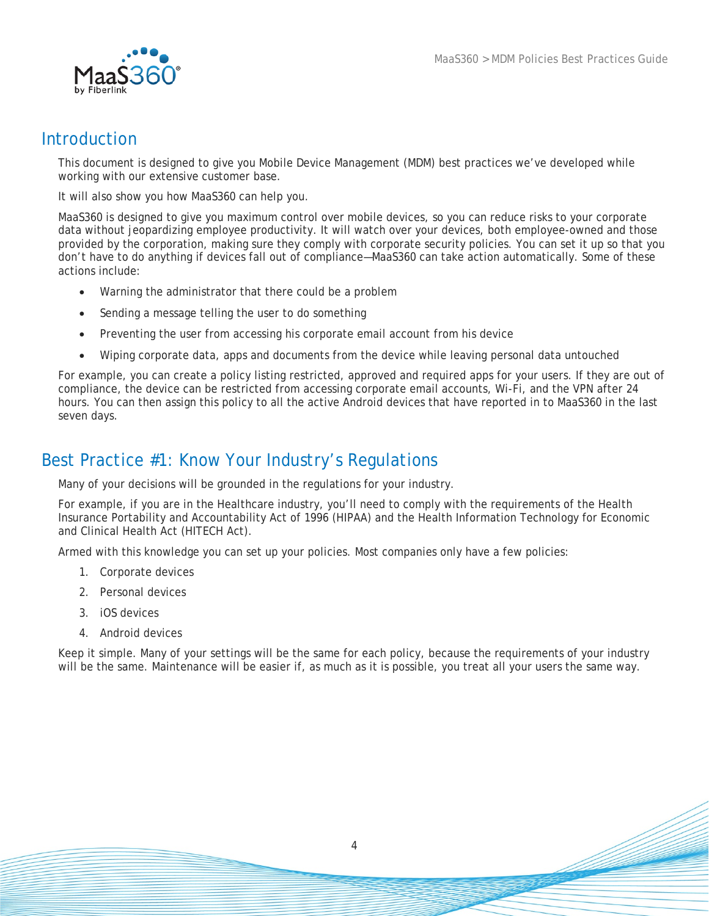## Introduction

This document is designed to give you Mobile Device Management (MDM) best practices we've developed while working with our extensive customer base.

It will also show you how MaaS360 can help you.

MaaS360 is designed to give you maximum control over mobile devices, so you can reduce risks to your corporate data without jeopardizing employee productivity. It will watch over your devices, both employee-owned and those provided by the corporation, making sure they comply with corporate security policies. You can set it up so that you don't have to do anything if devices fall out of compliance—MaaS360 can take action automatically. Some of these actions include:

- Warning the administrator that there could be a problem
- Sending a message telling the user to do something
- Preventing the user from accessing his corporate email account from his device
- Wiping corporate data, apps and documents from the device while leaving personal data untouched

For example, you can create a policy listing restricted, approved and required apps for your users. If they are out of compliance, the device can be restricted from accessing corporate email accounts, Wi-Fi, and the VPN after 24 hours. You can then assign this policy to all the active Android devices that have reported in to MaaS360 in the last seven days.

## Best Practice #1: Know Your Industry's Regulations

Many of your decisions will be grounded in the regulations for your industry.

For example, if you are in the Healthcare industry, you'll need to comply with the requirements of the Health Insurance Portability and Accountability Act of 1996 (HIPAA) and the Health Information Technology for Economic and Clinical Health Act (HITECH Act).

Armed with this knowledge you can set up your policies. Most companies only have a few policies:

1. Corporate devices
2. Personal devices
3. iOS devices
4. Android devices

Keep it simple. Many of your settings will be the same for each policy, because the requirements of your industry will be the same. Maintenance will be easier if, as much as it is possible, you treat all your users the same way.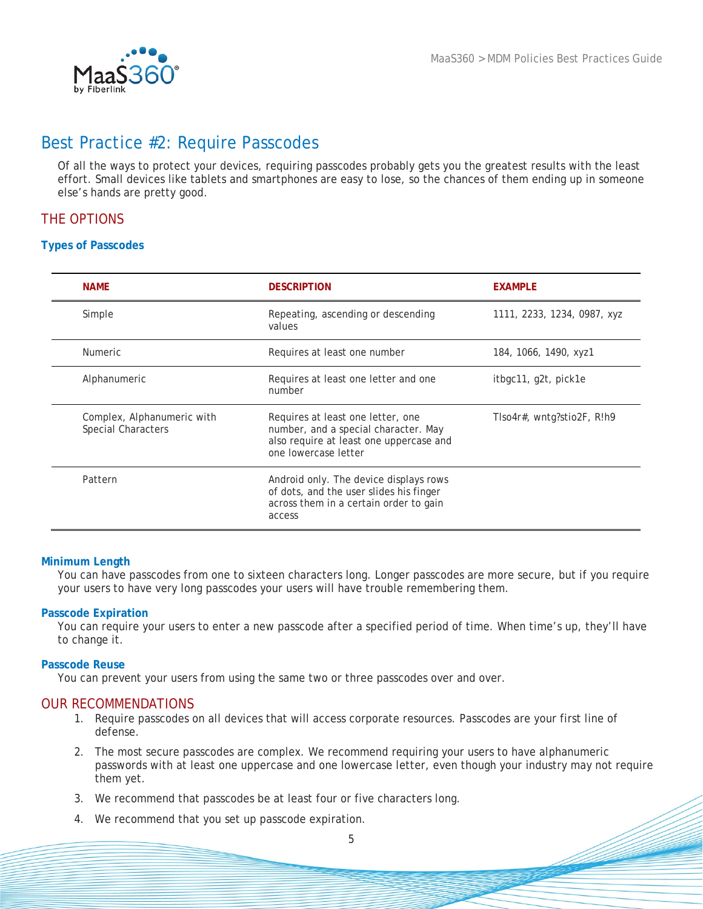## Best Practice #2: Require Passcodes

Of all the ways to protect your devices, requiring passcodes probably gets you the greatest results with the least effort. Small devices like tablets and smartphones are easy to lose, so the chances of them ending up in someone else's hands are pretty good.

### THE OPTIONS

#### Types of Passcodes

| NAME | DESCRIPTION | EXAMPLE |
|---|---|---|
| Simple | Repeating, ascending or descending values | 1111, 2233, 1234, 0987, xyz |
| Numeric | Requires at least one number | 184, 1066, 1490, xyz1 |
| Alphanumeric | Requires at least one letter and one number | itbgc11, g2t, pick1e |
| Complex, Alphanumeric with Special Characters | Requires at least one letter, one number, and a special character. May also require at least one uppercase and one lowercase letter | Tlso4r#, wntg?stio2F, R!h9 |
| Pattern | Android only. The device displays rows of dots, and the user slides his finger across them in a certain order to gain access | |

#### Minimum Length

You can have passcodes from one to sixteen characters long. Longer passcodes are more secure, but if you require your users to have very long passcodes your users will have trouble remembering them.

#### Passcode Expiration

You can require your users to enter a new passcode after a specified period of time. When time's up, they'll have to change it.

#### Passcode Reuse

You can prevent your users from using the same two or three passcodes over and over.

### OUR RECOMMENDATIONS

1. Require passcodes on all devices that will access corporate resources. Passcodes are your first line of defense.
2. The most secure passcodes are complex. We recommend requiring your users to have alphanumeric passwords with at least one uppercase and one lowercase letter, even though your industry may not require them yet.
3. We recommend that passcodes be at least four or five characters long.
4. We recommend that you set up passcode expiration.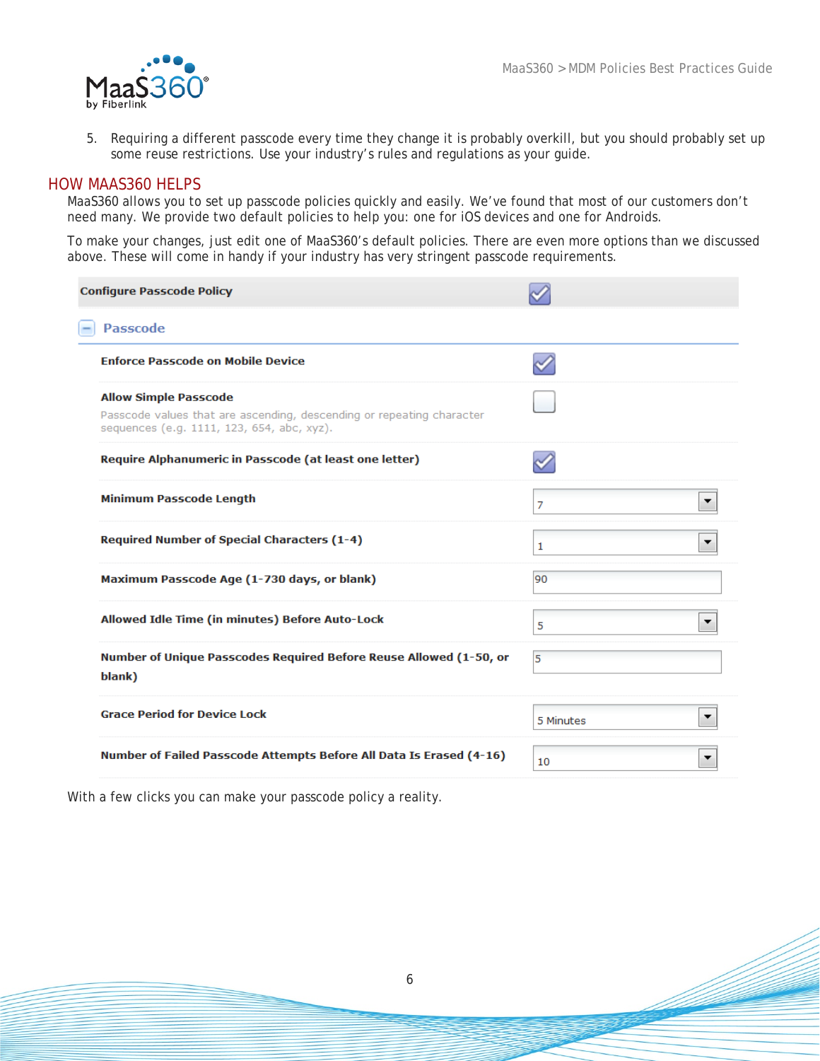5. Requiring a different passcode every time they change it is probably overkill, but you should probably set up some reuse restrictions. Use your industry's rules and regulations as your guide.

## HOW MAAS360 HELPS

MaaS360 allows you to set up passcode policies quickly and easily. We've found that most of our customers don't need many. We provide two default policies to help you: one for iOS devices and one for Androids.

To make your changes, just edit one of MaaS360's default policies. There are even more options than we discussed above. These will come in handy if your industry has very stringent passcode requirements.

| Configure Passcode Policy | ☑ |
|---|---|
| **Passcode** | |
| Enforce Passcode on Mobile Device | ☑ |
| Allow Simple Passcode<br>Passcode values that are ascending, descending or repeating character sequences (e.g. 1111, 123, 654, abc, xyz). | ☐ |
| Require Alphanumeric in Passcode (at least one letter) | ☑ |
| Minimum Passcode Length | 7 |
| Required Number of Special Characters (1-4) | 1 |
| Maximum Passcode Age (1-730 days, or blank) | 90 |
| Allowed Idle Time (in minutes) Before Auto-Lock | 5 |
| Number of Unique Passcodes Required Before Reuse Allowed (1-50, or blank) | 5 |
| Grace Period for Device Lock | 5 Minutes |
| Number of Failed Passcode Attempts Before All Data Is Erased (4-16) | 10 |

With a few clicks you can make your passcode policy a reality.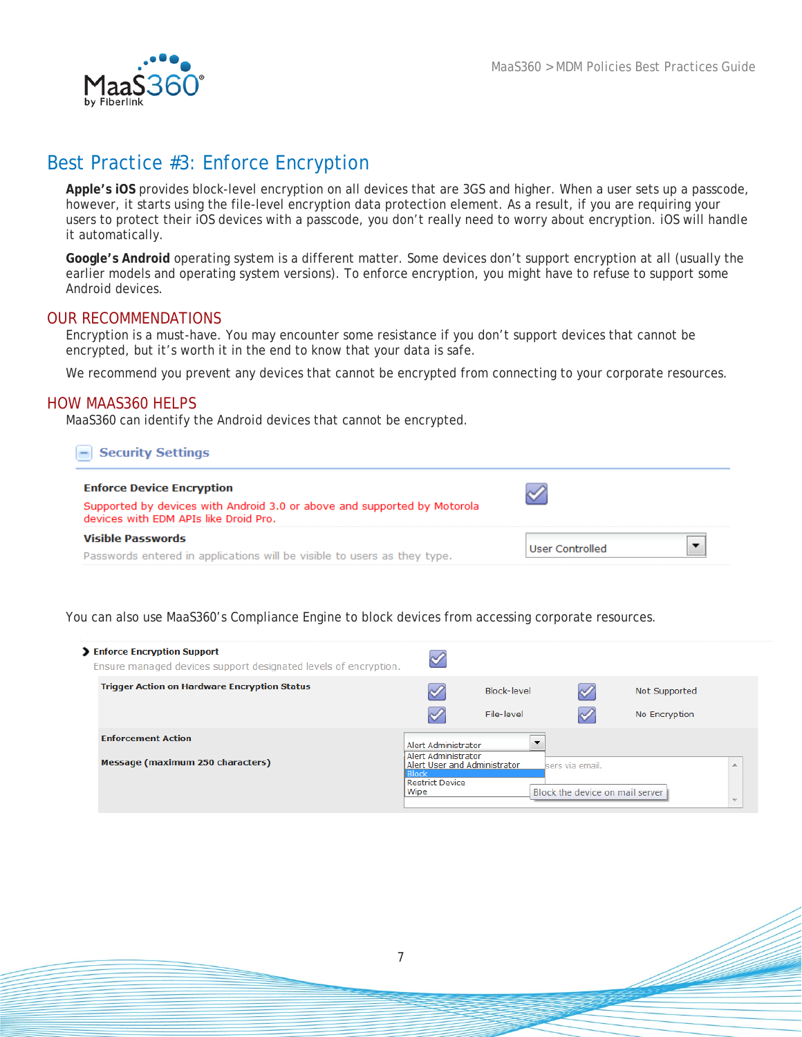# Best Practice #3: Enforce Encryption

**Apple's iOS** provides block-level encryption on all devices that are 3GS and higher. When a user sets up a passcode, however, it starts using the file-level encryption data protection element. As a result, if you are requiring your users to protect their iOS devices with a passcode, you don't really need to worry about encryption. iOS will handle it automatically.

**Google's Android** operating system is a different matter. Some devices don't support encryption at all (usually the earlier models and operating system versions). To enforce encryption, you might have to refuse to support some Android devices.

## OUR RECOMMENDATIONS

Encryption is a must-have. You may encounter some resistance if you don't support devices that cannot be encrypted, but it's worth it in the end to know that your data is safe.

We recommend you prevent any devices that cannot be encrypted from connecting to your corporate resources.

## HOW MAAS360 HELPS

MaaS360 can identify the Android devices that cannot be encrypted.

**Security Settings**

| Setting | Value |
|---|---|
| **Enforce Device Encryption**<br>Supported by devices with Android 3.0 or above and supported by Motorola devices with EDM APIs like Droid Pro. | ☑ |
| **Visible Passwords**<br>Passwords entered in applications will be visible to users as they type. | User Controlled |

You can also use MaaS360's Compliance Engine to block devices from accessing corporate resources.

**Enforce Encryption Support** ☑
Ensure managed devices support designated levels of encryption.

| Setting | | | | |
|---|---|---|---|---|
| **Trigger Action on Hardware Encryption Status** | ☑ | Block-level | ☑ | Not Supported |
| | ☑ | File-level | ☑ | No Encryption |
| **Enforcement Action** | Alert Administrator (options: Alert Administrator, Alert User and Administrator, Block, Restrict Device, Wipe) | | | |
| **Message (maximum 250 characters)** | ...sers via email. | | | |

Block the device on mail server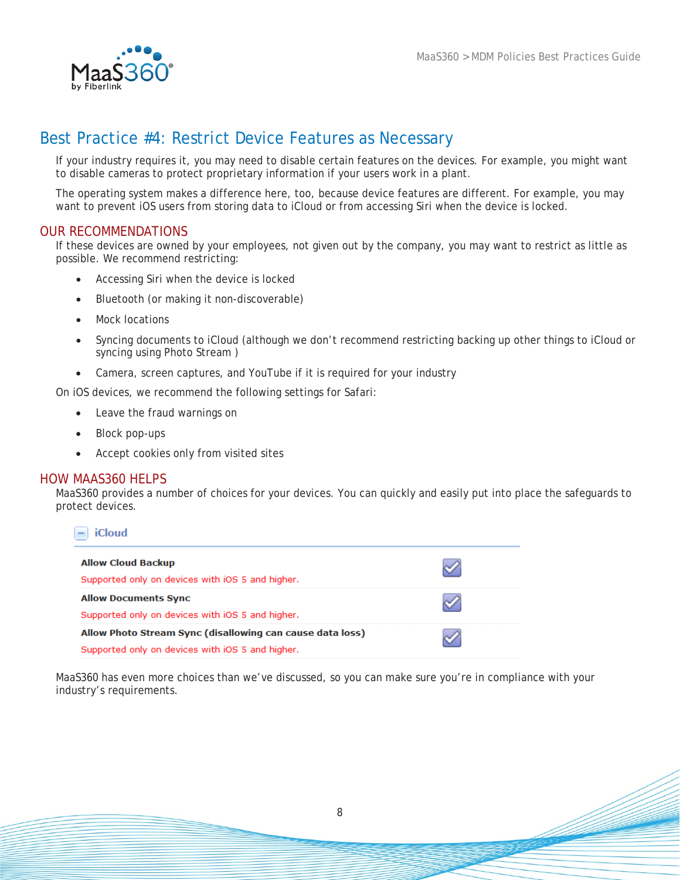# Best Practice #4: Restrict Device Features as Necessary

If your industry requires it, you may need to disable certain features on the devices. For example, you might want to disable cameras to protect proprietary information if your users work in a plant.

The operating system makes a difference here, too, because device features are different. For example, you may want to prevent iOS users from storing data to iCloud or from accessing Siri when the device is locked.

## OUR RECOMMENDATIONS

If these devices are owned by your employees, not given out by the company, you may want to restrict as little as possible. We recommend restricting:

- Accessing Siri when the device is locked
- Bluetooth (or making it non-discoverable)
- Mock locations
- Syncing documents to iCloud (although we don't recommend restricting backing up other things to iCloud or syncing using Photo Stream )
- Camera, screen captures, and YouTube if it is required for your industry

On iOS devices, we recommend the following settings for Safari:

- Leave the fraud warnings on
- Block pop-ups
- Accept cookies only from visited sites

## HOW MAAS360 HELPS

MaaS360 provides a number of choices for your devices. You can quickly and easily put into place the safeguards to protect devices.

**iCloud**

| Setting | Enabled |
| --- | --- |
| **Allow Cloud Backup**<br>Supported only on devices with iOS 5 and higher. | ☑ |
| **Allow Documents Sync**<br>Supported only on devices with iOS 5 and higher. | ☑ |
| **Allow Photo Stream Sync (disallowing can cause data loss)**<br>Supported only on devices with iOS 5 and higher. | ☑ |

MaaS360 has even more choices than we've discussed, so you can make sure you're in compliance with your industry's requirements.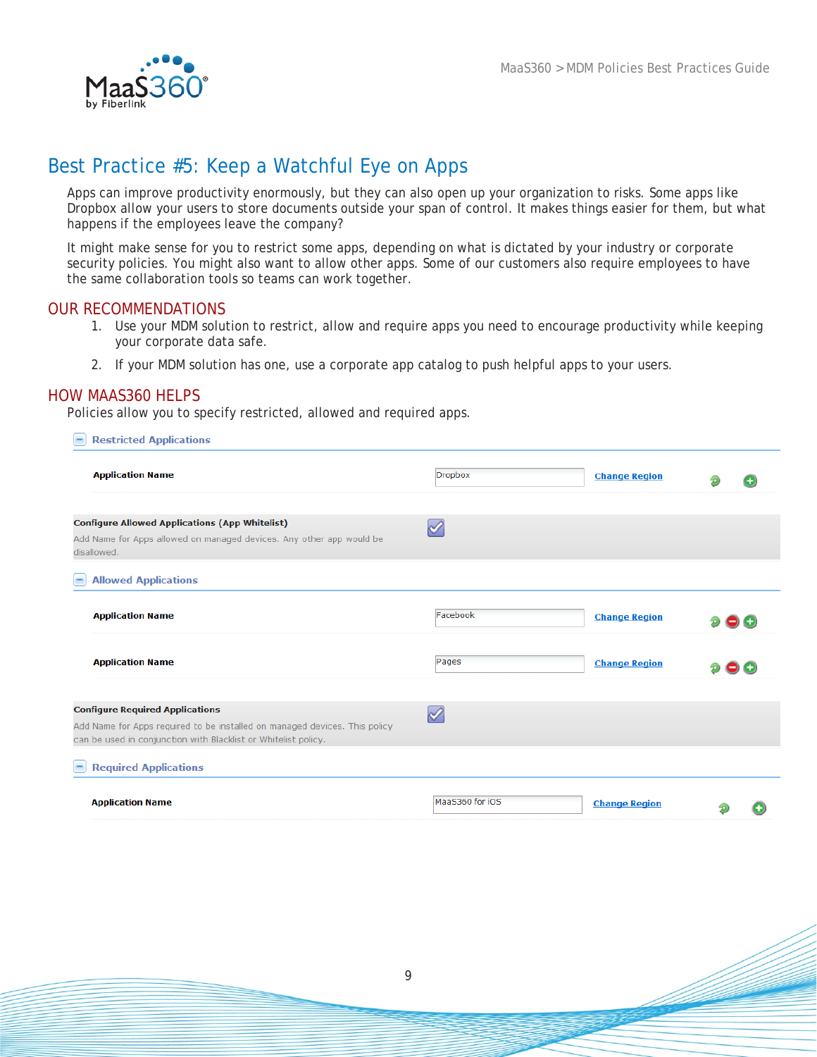# Best Practice #5: Keep a Watchful Eye on Apps

Apps can improve productivity enormously, but they can also open up your organization to risks. Some apps like Dropbox allow your users to store documents outside your span of control. It makes things easier for them, but what happens if the employees leave the company?

It might make sense for you to restrict some apps, depending on what is dictated by your industry or corporate security policies. You might also want to allow other apps. Some of our customers also require employees to have the same collaboration tools so teams can work together.

## OUR RECOMMENDATIONS

1. Use your MDM solution to restrict, allow and require apps you need to encourage productivity while keeping your corporate data safe.
2. If your MDM solution has one, use a corporate app catalog to push helpful apps to your users.

## HOW MAAS360 HELPS

Policies allow you to specify restricted, allowed and required apps.

**Restricted Applications**

| | | |
|---|---|---|
| Application Name | Dropbox | Change Region |

**Configure Allowed Applications (App Whitelist)** ☑

Add Name for Apps allowed on managed devices. Any other app would be disallowed.

**Allowed Applications**

| | | |
|---|---|---|
| Application Name | Facebook | Change Region |
| Application Name | Pages | Change Region |

**Configure Required Applications** ☑

Add Name for Apps required to be installed on managed devices. This policy can be used in conjunction with Blacklist or Whitelist policy.

**Required Applications**

| | | |
|---|---|---|
| Application Name | MaaS360 for iOS | Change Region |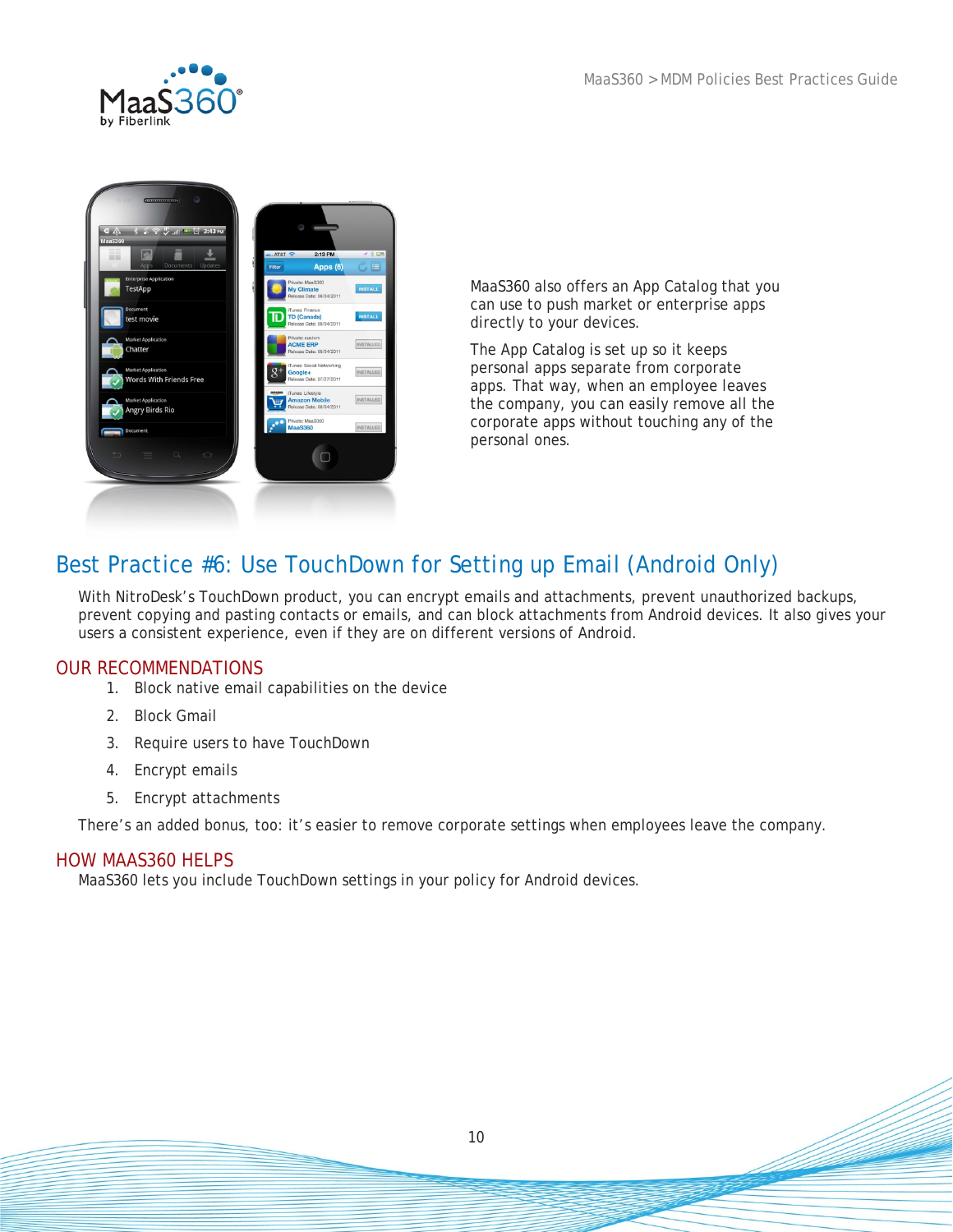MaaS360 also offers an App Catalog that you can use to push market or enterprise apps directly to your devices.

The App Catalog is set up so it keeps personal apps separate from corporate apps. That way, when an employee leaves the company, you can easily remove all the corporate apps without touching any of the personal ones.

## Best Practice #6: Use TouchDown for Setting up Email (Android Only)

With NitroDesk's TouchDown product, you can encrypt emails and attachments, prevent unauthorized backups, prevent copying and pasting contacts or emails, and can block attachments from Android devices. It also gives your users a consistent experience, even if they are on different versions of Android.

### OUR RECOMMENDATIONS

1. Block native email capabilities on the device
2. Block Gmail
3. Require users to have TouchDown
4. Encrypt emails
5. Encrypt attachments

There's an added bonus, too: it's easier to remove corporate settings when employees leave the company.

### HOW MAAS360 HELPS

MaaS360 lets you include TouchDown settings in your policy for Android devices.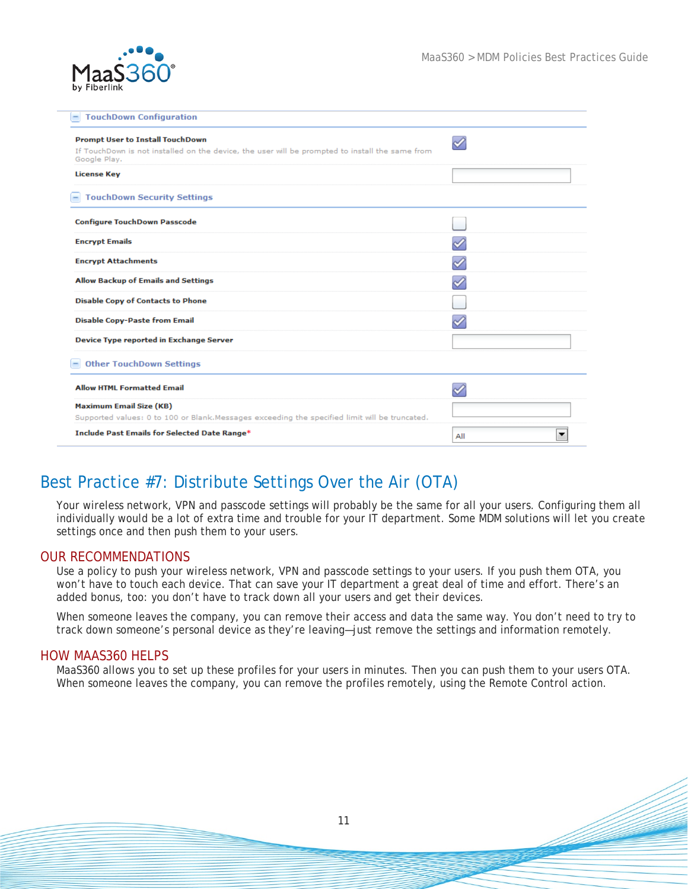| TouchDown Configuration | |
|---|---|
| **Prompt User to Install TouchDown**<br>If TouchDown is not installed on the device, the user will be prompted to install the same from Google Play. | ☑ |
| **License Key** | |
| **TouchDown Security Settings** | |
| **Configure TouchDown Passcode** | ☐ |
| **Encrypt Emails** | ☑ |
| **Encrypt Attachments** | ☑ |
| **Allow Backup of Emails and Settings** | ☑ |
| **Disable Copy of Contacts to Phone** | ☐ |
| **Disable Copy-Paste from Email** | ☑ |
| **Device Type reported in Exchange Server** | |
| **Other TouchDown Settings** | |
| **Allow HTML Formatted Email** | ☑ |
| **Maximum Email Size (KB)**<br>Supported values: 0 to 100 or Blank.Messages exceeding the specified limit will be truncated. | |
| **Include Past Emails for Selected Date Range*** | All |

# Best Practice #7: Distribute Settings Over the Air (OTA)

Your wireless network, VPN and passcode settings will probably be the same for all your users. Configuring them all individually would be a lot of extra time and trouble for your IT department. Some MDM solutions will let you create settings once and then push them to your users.

## OUR RECOMMENDATIONS

Use a policy to push your wireless network, VPN and passcode settings to your users. If you push them OTA, you won't have to touch each device. That can save your IT department a great deal of time and effort. There's an added bonus, too: you don't have to track down all your users and get their devices.

When someone leaves the company, you can remove their access and data the same way. You don't need to try to track down someone's personal device as they're leaving—just remove the settings and information remotely.

## HOW MAAS360 HELPS

MaaS360 allows you to set up these profiles for your users in minutes. Then you can push them to your users OTA. When someone leaves the company, you can remove the profiles remotely, using the Remote Control action.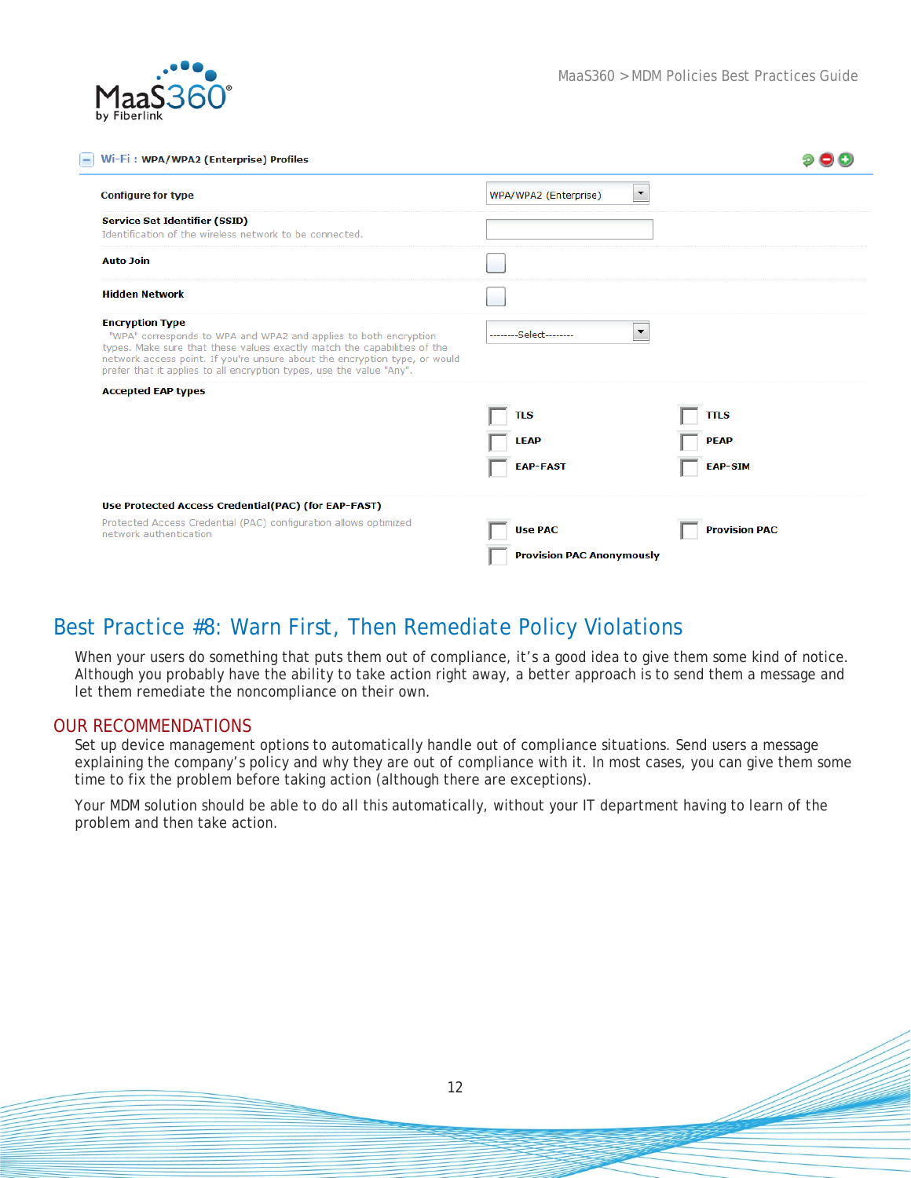**Wi-Fi : WPA/WPA2 (Enterprise) Profiles**

| | |
|---|---|
| **Configure for type** | WPA/WPA2 (Enterprise) |
| **Service Set Identifier (SSID)**<br>Identification of the wireless network to be connected. | |
| **Auto Join** | ☐ |
| **Hidden Network** | ☐ |
| **Encryption Type**<br>"WPA" corresponds to WPA and WPA2 and applies to both encryption types. Make sure that these values exactly match the capabilities of the network access point. If you're unsure about the encryption type, or would prefer that it applies to all encryption types, use the value "Any". | --------Select-------- |
| **Accepted EAP types** | ☐ TLS ☐ TTLS<br>☐ LEAP ☐ PEAP<br>☐ EAP-FAST ☐ EAP-SIM |
| **Use Protected Access Credential(PAC) (for EAP-FAST)**<br>Protected Access Credential (PAC) configuration allows optimized network authentication | ☐ Use PAC ☐ Provision PAC<br>☐ Provision PAC Anonymously |

# Best Practice #8: Warn First, Then Remediate Policy Violations

When your users do something that puts them out of compliance, it's a good idea to give them some kind of notice. Although you probably have the ability to take action right away, a better approach is to send them a message and let them remediate the noncompliance on their own.

## OUR RECOMMENDATIONS

Set up device management options to automatically handle out of compliance situations. Send users a message explaining the company's policy and why they are out of compliance with it. In most cases, you can give them some time to fix the problem before taking action (although there are exceptions).

Your MDM solution should be able to do all this automatically, without your IT department having to learn of the problem and then take action.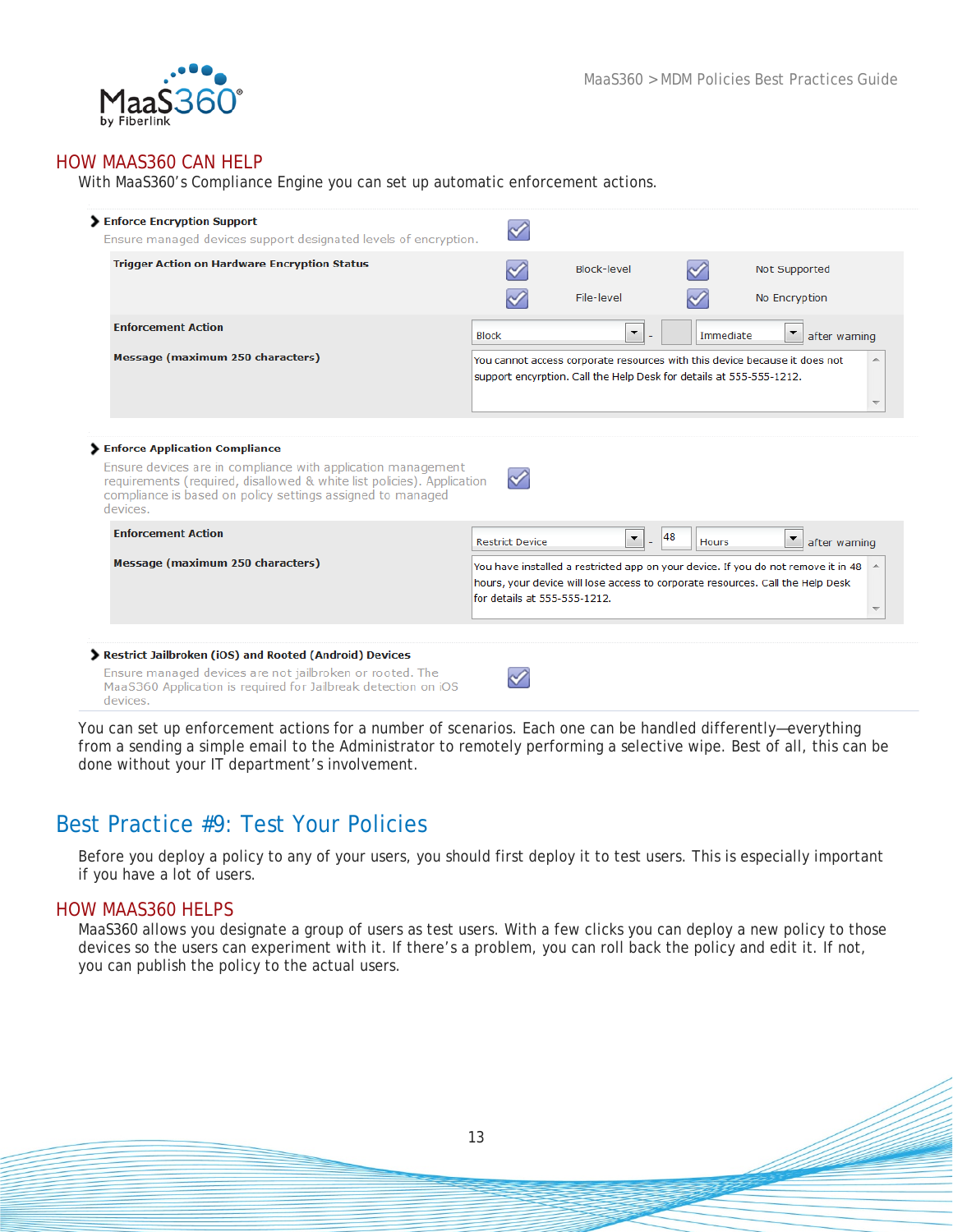## HOW MAAS360 CAN HELP

With MaaS360's Compliance Engine you can set up automatic enforcement actions.

**Enforce Encryption Support** ☑

Ensure managed devices support designated levels of encryption.

| Trigger Action on Hardware Encryption Status | | |
|---|---|---|
| | ☑ Block-level | ☑ Not Supported |
| | ☑ File-level | ☑ No Encryption |

**Enforcement Action**: Block - Immediate after warning

**Message (maximum 250 characters)**: You cannot access corporate resources with this device because it does not support encryption. Call the Help Desk for details at 555-555-1212.

**Enforce Application Compliance** ☑

Ensure devices are in compliance with application management requirements (required, disallowed & white list policies). Application compliance is based on policy settings assigned to managed devices.

**Enforcement Action**: Restrict Device - 48 Hours after warning

**Message (maximum 250 characters)**: You have installed a restricted app on your device. If you do not remove it in 48 hours, your device will lose access to corporate resources. Call the Help Desk for details at 555-555-1212.

**Restrict Jailbroken (iOS) and Rooted (Android) Devices** ☑

Ensure managed devices are not jailbroken or rooted. The MaaS360 Application is required for Jailbreak detection on iOS devices.

You can set up enforcement actions for a number of scenarios. Each one can be handled differently—everything from a sending a simple email to the Administrator to remotely performing a selective wipe. Best of all, this can be done without your IT department's involvement.

# Best Practice #9: Test Your Policies

Before you deploy a policy to any of your users, you should first deploy it to test users. This is especially important if you have a lot of users.

## HOW MAAS360 HELPS

MaaS360 allows you designate a group of users as test users. With a few clicks you can deploy a new policy to those devices so the users can experiment with it. If there's a problem, you can roll back the policy and edit it. If not, you can publish the policy to the actual users.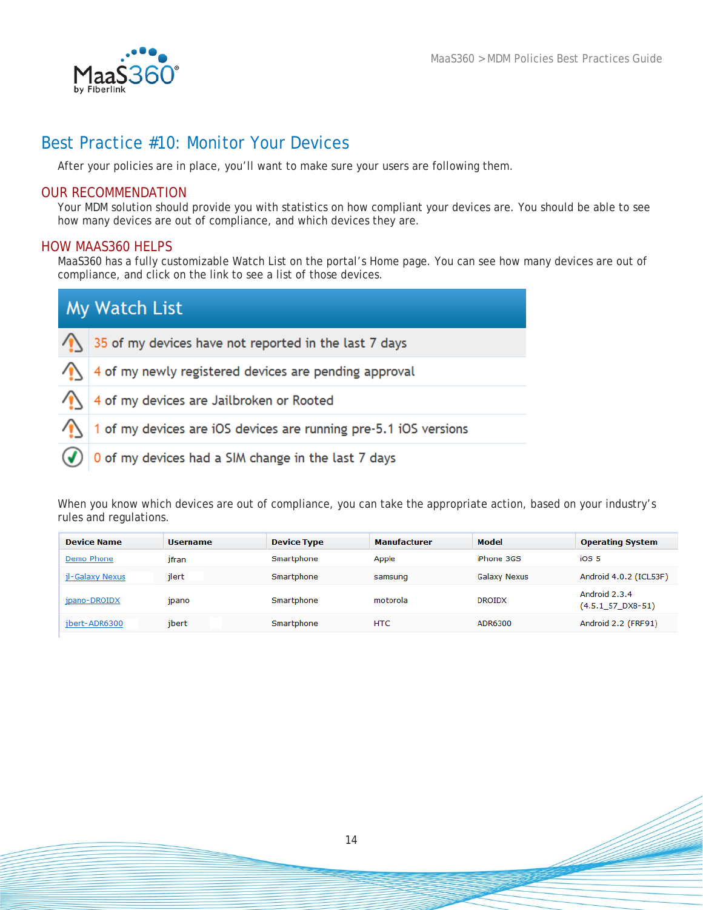## Best Practice #10: Monitor Your Devices

After your policies are in place, you'll want to make sure your users are following them.

### OUR RECOMMENDATION

Your MDM solution should provide you with statistics on how compliant your devices are. You should be able to see how many devices are out of compliance, and which devices they are.

### HOW MAAS360 HELPS

MaaS360 has a fully customizable Watch List on the portal's Home page. You can see how many devices are out of compliance, and click on the link to see a list of those devices.

**My Watch List**

- 35 of my devices have not reported in the last 7 days
- 4 of my newly registered devices are pending approval
- 4 of my devices are Jailbroken or Rooted
- 1 of my devices are iOS devices are running pre-5.1 iOS versions
- 0 of my devices had a SIM change in the last 7 days

When you know which devices are out of compliance, you can take the appropriate action, based on your industry's rules and regulations.

| Device Name | Username | Device Type | Manufacturer | Model | Operating System |
|---|---|---|---|---|---|
| Demo Phone | jfran | Smartphone | Apple | iPhone 3GS | iOS 5 |
| jl-Galaxy Nexus | jlert | Smartphone | samsung | Galaxy Nexus | Android 4.0.2 (ICL53F) |
| jpano-DROIDX | jpano | Smartphone | motorola | DROIDX | Android 2.3.4 (4.5.1_57_DX8-51) |
| jbert-ADR6300 | jbert | Smartphone | HTC | ADR6300 | Android 2.2 (FRF91) |